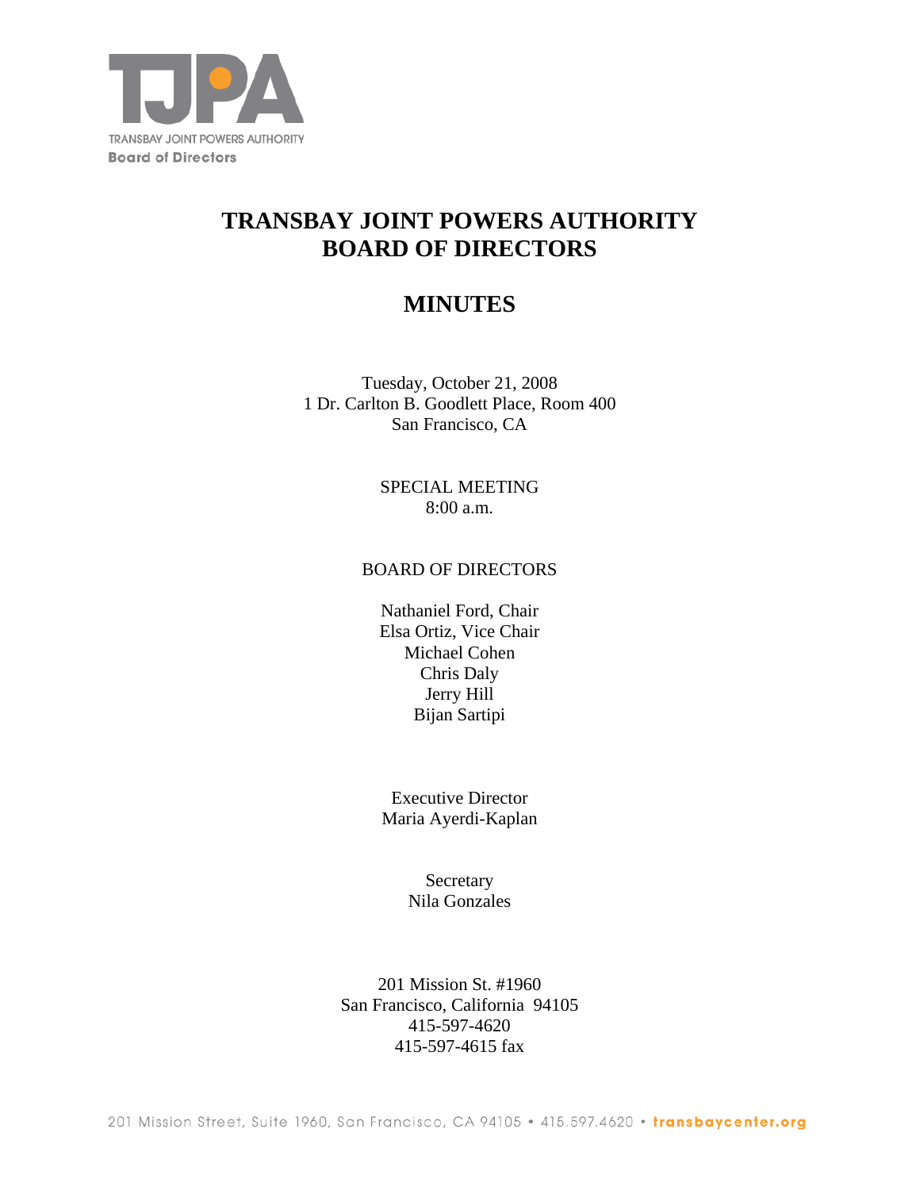TRANSBAY JOINT POWERS AUTHORITY
Board of Directors

# TRANSBAY JOINT POWERS AUTHORITY BOARD OF DIRECTORS

# MINUTES

Tuesday, October 21, 2008
1 Dr. Carlton B. Goodlett Place, Room 400
San Francisco, CA

SPECIAL MEETING
8:00 a.m.

BOARD OF DIRECTORS

Nathaniel Ford, Chair
Elsa Ortiz, Vice Chair
Michael Cohen
Chris Daly
Jerry Hill
Bijan Sartipi

Executive Director
Maria Ayerdi-Kaplan

Secretary
Nila Gonzales

201 Mission St. #1960
San Francisco, California 94105
415-597-4620
415-597-4615 fax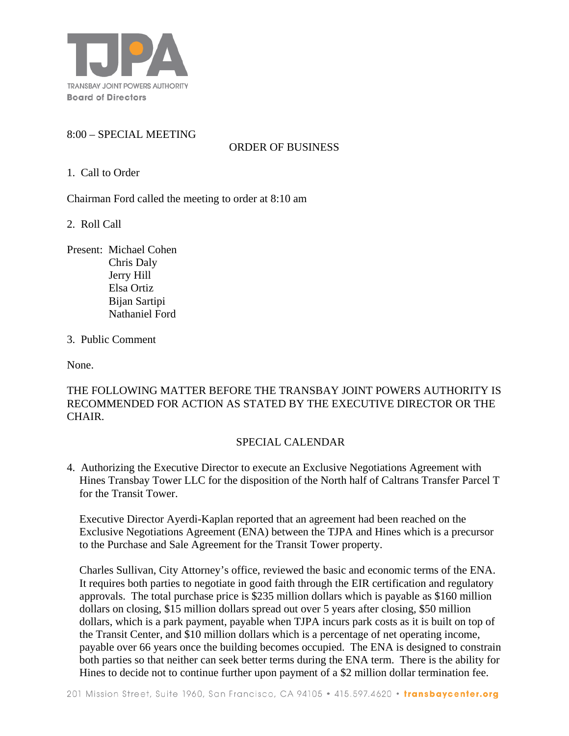TRANSBAY JOINT POWERS AUTHORITY
Board of Directors

8:00 – SPECIAL MEETING

ORDER OF BUSINESS

1. Call to Order

Chairman Ford called the meeting to order at 8:10 am

2. Roll Call

Present: Michael Cohen
Chris Daly
Jerry Hill
Elsa Ortiz
Bijan Sartipi
Nathaniel Ford

3. Public Comment

None.

THE FOLLOWING MATTER BEFORE THE TRANSBAY JOINT POWERS AUTHORITY IS RECOMMENDED FOR ACTION AS STATED BY THE EXECUTIVE DIRECTOR OR THE CHAIR.

SPECIAL CALENDAR

4. Authorizing the Executive Director to execute an Exclusive Negotiations Agreement with Hines Transbay Tower LLC for the disposition of the North half of Caltrans Transfer Parcel T for the Transit Tower.

   Executive Director Ayerdi-Kaplan reported that an agreement had been reached on the Exclusive Negotiations Agreement (ENA) between the TJPA and Hines which is a precursor to the Purchase and Sale Agreement for the Transit Tower property.

   Charles Sullivan, City Attorney's office, reviewed the basic and economic terms of the ENA. It requires both parties to negotiate in good faith through the EIR certification and regulatory approvals. The total purchase price is $235 million dollars which is payable as $160 million dollars on closing, $15 million dollars spread out over 5 years after closing, $50 million dollars, which is a park payment, payable when TJPA incurs park costs as it is built on top of the Transit Center, and $10 million dollars which is a percentage of net operating income, payable over 66 years once the building becomes occupied. The ENA is designed to constrain both parties so that neither can seek better terms during the ENA term. There is the ability for Hines to decide not to continue further upon payment of a $2 million dollar termination fee.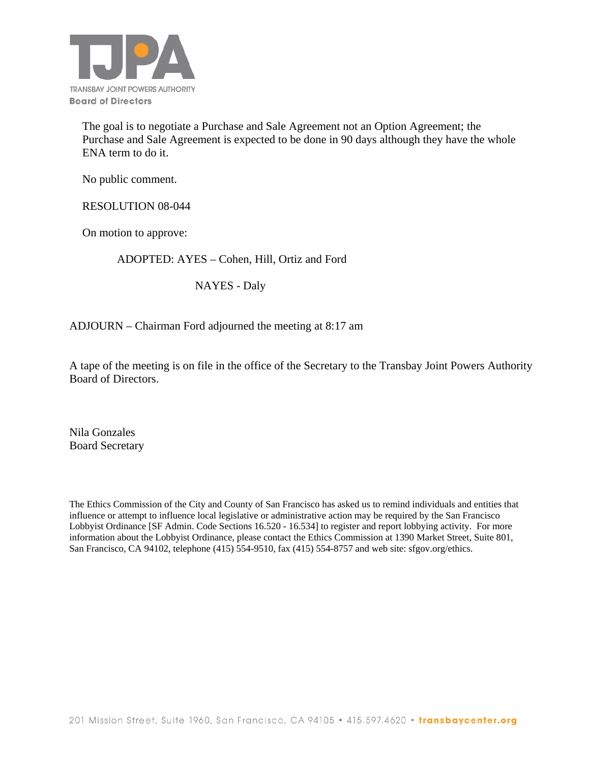The goal is to negotiate a Purchase and Sale Agreement not an Option Agreement; the Purchase and Sale Agreement is expected to be done in 90 days although they have the whole ENA term to do it.

No public comment.

RESOLUTION 08-044

On motion to approve:

ADOPTED: AYES – Cohen, Hill, Ortiz and Ford

NAYES - Daly

ADJOURN – Chairman Ford adjourned the meeting at 8:17 am

A tape of the meeting is on file in the office of the Secretary to the Transbay Joint Powers Authority Board of Directors.

Nila Gonzales
Board Secretary

The Ethics Commission of the City and County of San Francisco has asked us to remind individuals and entities that influence or attempt to influence local legislative or administrative action may be required by the San Francisco Lobbyist Ordinance [SF Admin. Code Sections 16.520 - 16.534] to register and report lobbying activity. For more information about the Lobbyist Ordinance, please contact the Ethics Commission at 1390 Market Street, Suite 801, San Francisco, CA 94102, telephone (415) 554-9510, fax (415) 554-8757 and web site: sfgov.org/ethics.